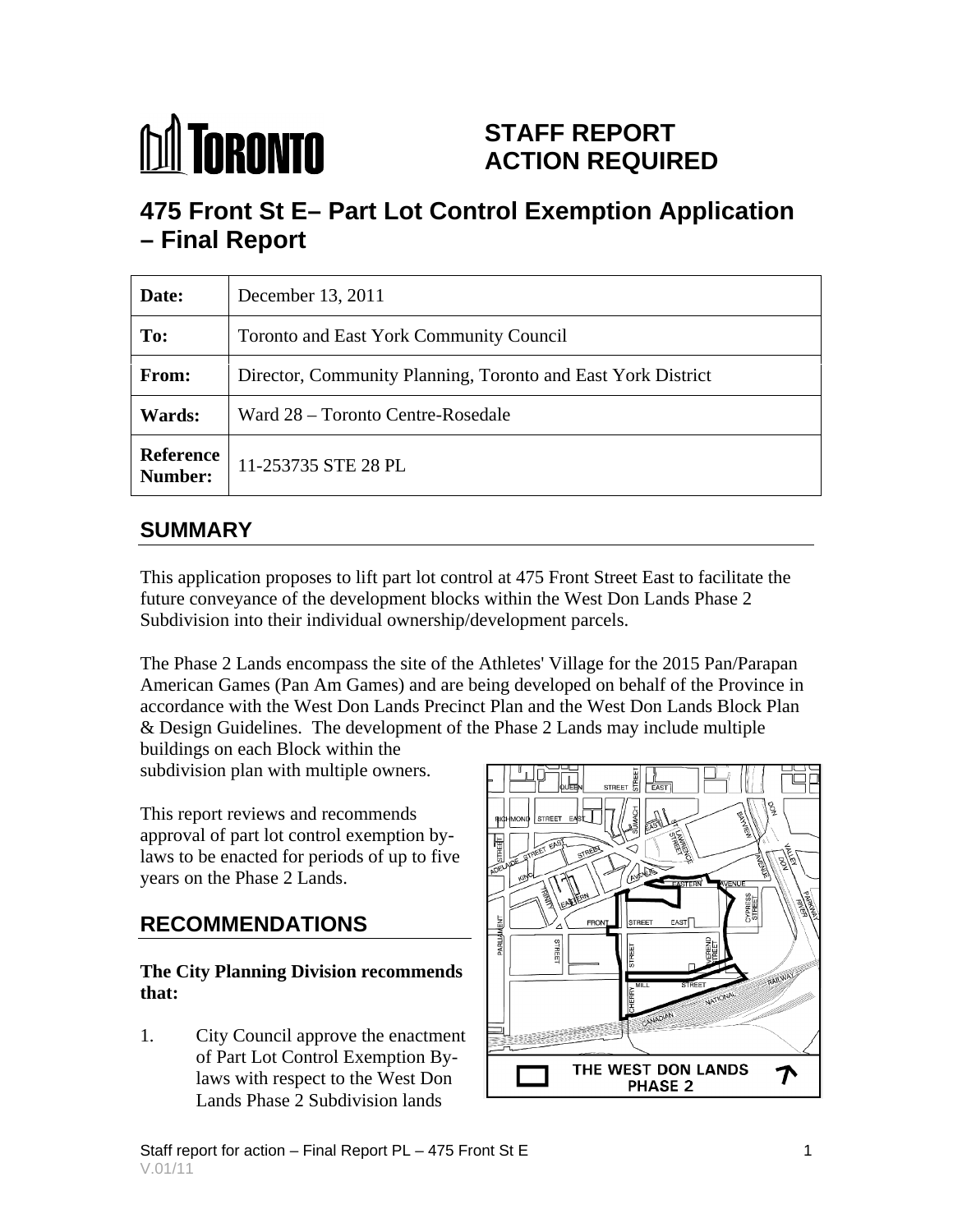# STAFF REPORT ACTION REQUIRED

# 475 Front St E– Part Lot Control Exemption Application – Final Report

| Date: | December 13, 2011 |
|---|---|
| To: | Toronto and East York Community Council |
| From: | Director, Community Planning, Toronto and East York District |
| Wards: | Ward 28 – Toronto Centre-Rosedale |
| Reference Number: | 11-253735 STE 28 PL |

## SUMMARY

This application proposes to lift part lot control at 475 Front Street East to facilitate the future conveyance of the development blocks within the West Don Lands Phase 2 Subdivision into their individual ownership/development parcels.

The Phase 2 Lands encompass the site of the Athletes' Village for the 2015 Pan/Parapan American Games (Pan Am Games) and are being developed on behalf of the Province in accordance with the West Don Lands Precinct Plan and the West Don Lands Block Plan & Design Guidelines. The development of the Phase 2 Lands may include multiple buildings on each Block within the subdivision plan with multiple owners.

This report reviews and recommends approval of part lot control exemption by-laws to be enacted for periods of up to five years on the Phase 2 Lands.

## RECOMMENDATIONS

**The City Planning Division recommends that:**

1. City Council approve the enactment of Part Lot Control Exemption By-laws with respect to the West Don Lands Phase 2 Subdivision lands

THE WEST DON LANDS PHASE 2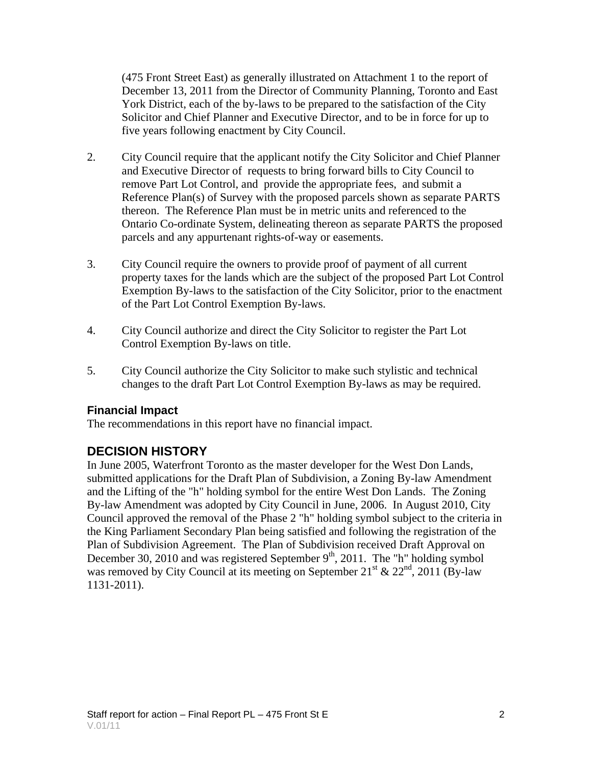(475 Front Street East) as generally illustrated on Attachment 1 to the report of December 13, 2011 from the Director of Community Planning, Toronto and East York District, each of the by-laws to be prepared to the satisfaction of the City Solicitor and Chief Planner and Executive Director, and to be in force for up to five years following enactment by City Council.

2. City Council require that the applicant notify the City Solicitor and Chief Planner and Executive Director of requests to bring forward bills to City Council to remove Part Lot Control, and provide the appropriate fees, and submit a Reference Plan(s) of Survey with the proposed parcels shown as separate PARTS thereon. The Reference Plan must be in metric units and referenced to the Ontario Co-ordinate System, delineating thereon as separate PARTS the proposed parcels and any appurtenant rights-of-way or easements.

3. City Council require the owners to provide proof of payment of all current property taxes for the lands which are the subject of the proposed Part Lot Control Exemption By-laws to the satisfaction of the City Solicitor, prior to the enactment of the Part Lot Control Exemption By-laws.

4. City Council authorize and direct the City Solicitor to register the Part Lot Control Exemption By-laws on title.

5. City Council authorize the City Solicitor to make such stylistic and technical changes to the draft Part Lot Control Exemption By-laws as may be required.

### Financial Impact

The recommendations in this report have no financial impact.

## DECISION HISTORY

In June 2005, Waterfront Toronto as the master developer for the West Don Lands, submitted applications for the Draft Plan of Subdivision, a Zoning By-law Amendment and the Lifting of the "h" holding symbol for the entire West Don Lands. The Zoning By-law Amendment was adopted by City Council in June, 2006. In August 2010, City Council approved the removal of the Phase 2 "h" holding symbol subject to the criteria in the King Parliament Secondary Plan being satisfied and following the registration of the Plan of Subdivision Agreement. The Plan of Subdivision received Draft Approval on December 30, 2010 and was registered September 9th, 2011. The "h" holding symbol was removed by City Council at its meeting on September 21st & 22nd, 2011 (By-law 1131-2011).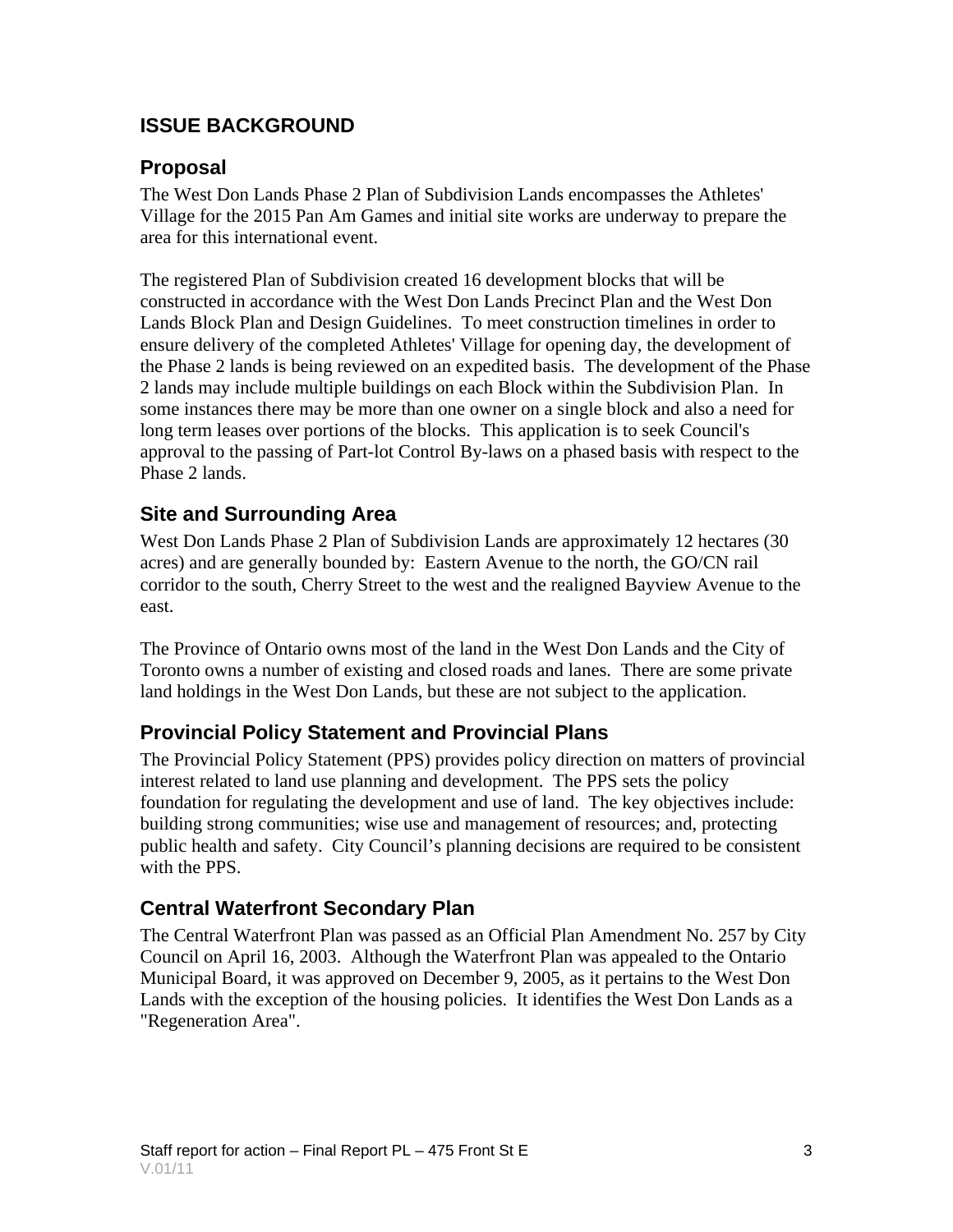## ISSUE BACKGROUND

### Proposal

The West Don Lands Phase 2 Plan of Subdivision Lands encompasses the Athletes' Village for the 2015 Pan Am Games and initial site works are underway to prepare the area for this international event.

The registered Plan of Subdivision created 16 development blocks that will be constructed in accordance with the West Don Lands Precinct Plan and the West Don Lands Block Plan and Design Guidelines. To meet construction timelines in order to ensure delivery of the completed Athletes' Village for opening day, the development of the Phase 2 lands is being reviewed on an expedited basis. The development of the Phase 2 lands may include multiple buildings on each Block within the Subdivision Plan. In some instances there may be more than one owner on a single block and also a need for long term leases over portions of the blocks. This application is to seek Council's approval to the passing of Part-lot Control By-laws on a phased basis with respect to the Phase 2 lands.

### Site and Surrounding Area

West Don Lands Phase 2 Plan of Subdivision Lands are approximately 12 hectares (30 acres) and are generally bounded by: Eastern Avenue to the north, the GO/CN rail corridor to the south, Cherry Street to the west and the realigned Bayview Avenue to the east.

The Province of Ontario owns most of the land in the West Don Lands and the City of Toronto owns a number of existing and closed roads and lanes. There are some private land holdings in the West Don Lands, but these are not subject to the application.

### Provincial Policy Statement and Provincial Plans

The Provincial Policy Statement (PPS) provides policy direction on matters of provincial interest related to land use planning and development. The PPS sets the policy foundation for regulating the development and use of land. The key objectives include: building strong communities; wise use and management of resources; and, protecting public health and safety. City Council's planning decisions are required to be consistent with the PPS.

### Central Waterfront Secondary Plan

The Central Waterfront Plan was passed as an Official Plan Amendment No. 257 by City Council on April 16, 2003. Although the Waterfront Plan was appealed to the Ontario Municipal Board, it was approved on December 9, 2005, as it pertains to the West Don Lands with the exception of the housing policies. It identifies the West Don Lands as a "Regeneration Area".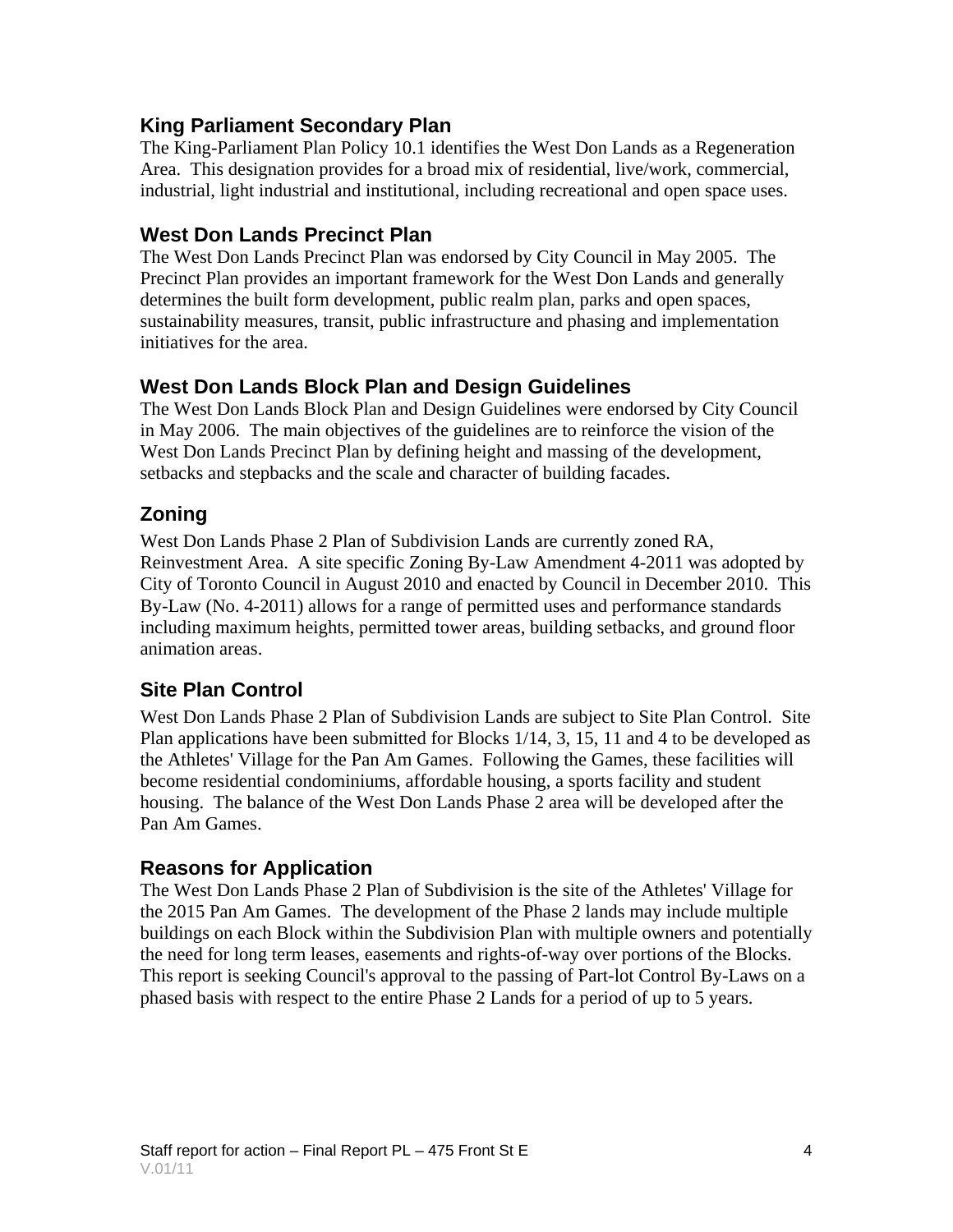### King Parliament Secondary Plan

The King-Parliament Plan Policy 10.1 identifies the West Don Lands as a Regeneration Area. This designation provides for a broad mix of residential, live/work, commercial, industrial, light industrial and institutional, including recreational and open space uses.

### West Don Lands Precinct Plan

The West Don Lands Precinct Plan was endorsed by City Council in May 2005. The Precinct Plan provides an important framework for the West Don Lands and generally determines the built form development, public realm plan, parks and open spaces, sustainability measures, transit, public infrastructure and phasing and implementation initiatives for the area.

### West Don Lands Block Plan and Design Guidelines

The West Don Lands Block Plan and Design Guidelines were endorsed by City Council in May 2006. The main objectives of the guidelines are to reinforce the vision of the West Don Lands Precinct Plan by defining height and massing of the development, setbacks and stepbacks and the scale and character of building facades.

### Zoning

West Don Lands Phase 2 Plan of Subdivision Lands are currently zoned RA, Reinvestment Area. A site specific Zoning By-Law Amendment 4-2011 was adopted by City of Toronto Council in August 2010 and enacted by Council in December 2010. This By-Law (No. 4-2011) allows for a range of permitted uses and performance standards including maximum heights, permitted tower areas, building setbacks, and ground floor animation areas.

### Site Plan Control

West Don Lands Phase 2 Plan of Subdivision Lands are subject to Site Plan Control. Site Plan applications have been submitted for Blocks 1/14, 3, 15, 11 and 4 to be developed as the Athletes' Village for the Pan Am Games. Following the Games, these facilities will become residential condominiums, affordable housing, a sports facility and student housing. The balance of the West Don Lands Phase 2 area will be developed after the Pan Am Games.

### Reasons for Application

The West Don Lands Phase 2 Plan of Subdivision is the site of the Athletes' Village for the 2015 Pan Am Games. The development of the Phase 2 lands may include multiple buildings on each Block within the Subdivision Plan with multiple owners and potentially the need for long term leases, easements and rights-of-way over portions of the Blocks. This report is seeking Council's approval to the passing of Part-lot Control By-Laws on a phased basis with respect to the entire Phase 2 Lands for a period of up to 5 years.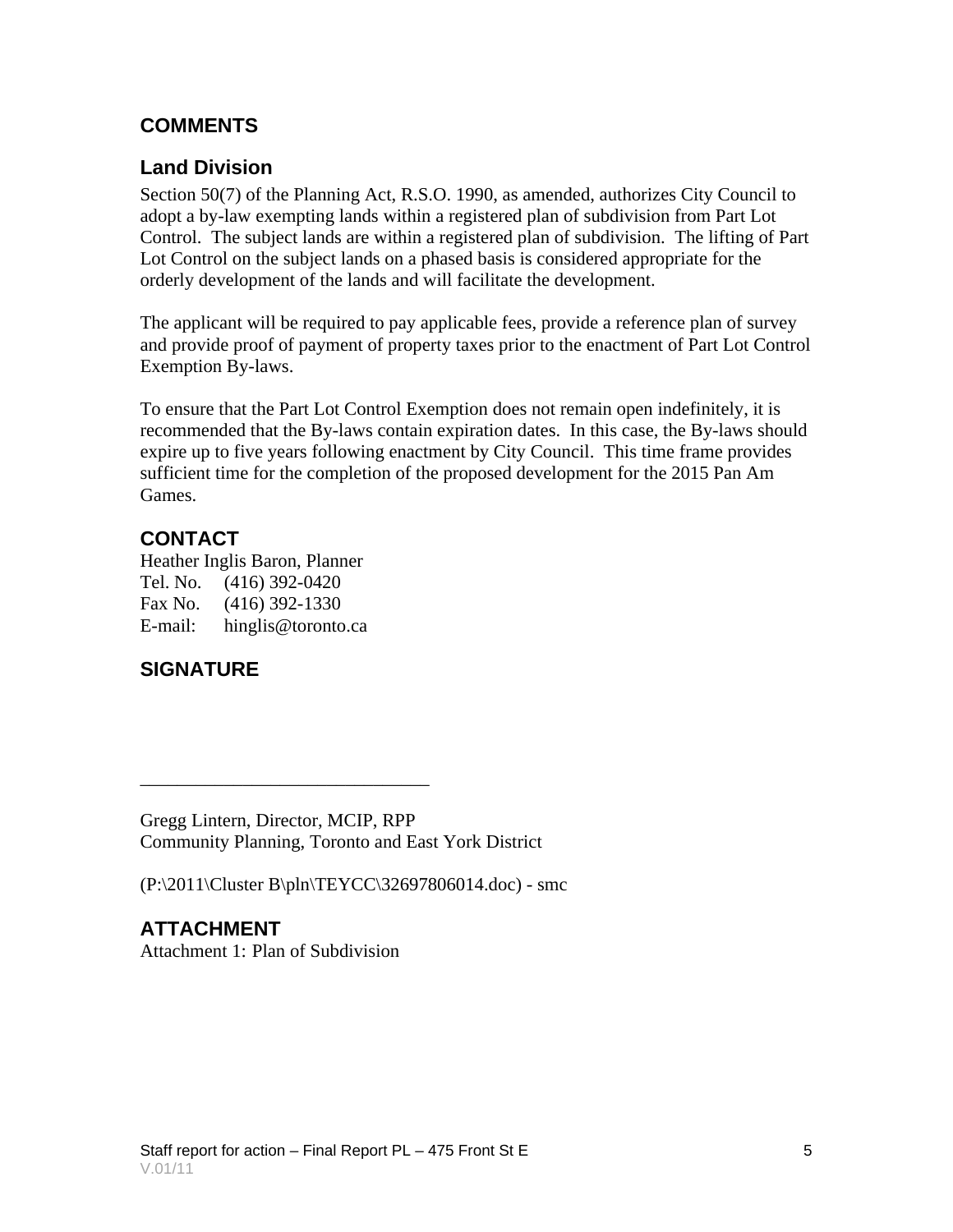## COMMENTS

### Land Division

Section 50(7) of the Planning Act, R.S.O. 1990, as amended, authorizes City Council to adopt a by-law exempting lands within a registered plan of subdivision from Part Lot Control. The subject lands are within a registered plan of subdivision. The lifting of Part Lot Control on the subject lands on a phased basis is considered appropriate for the orderly development of the lands and will facilitate the development.

The applicant will be required to pay applicable fees, provide a reference plan of survey and provide proof of payment of property taxes prior to the enactment of Part Lot Control Exemption By-laws.

To ensure that the Part Lot Control Exemption does not remain open indefinitely, it is recommended that the By-laws contain expiration dates. In this case, the By-laws should expire up to five years following enactment by City Council. This time frame provides sufficient time for the completion of the proposed development for the 2015 Pan Am Games.

## CONTACT

Heather Inglis Baron, Planner
Tel. No. (416) 392-0420
Fax No. (416) 392-1330
E-mail: hinglis@toronto.ca

## SIGNATURE

_______________________________

Gregg Lintern, Director, MCIP, RPP
Community Planning, Toronto and East York District

(P:\2011\Cluster B\pln\TEYCC\32697806014.doc) - smc

## ATTACHMENT

Attachment 1: Plan of Subdivision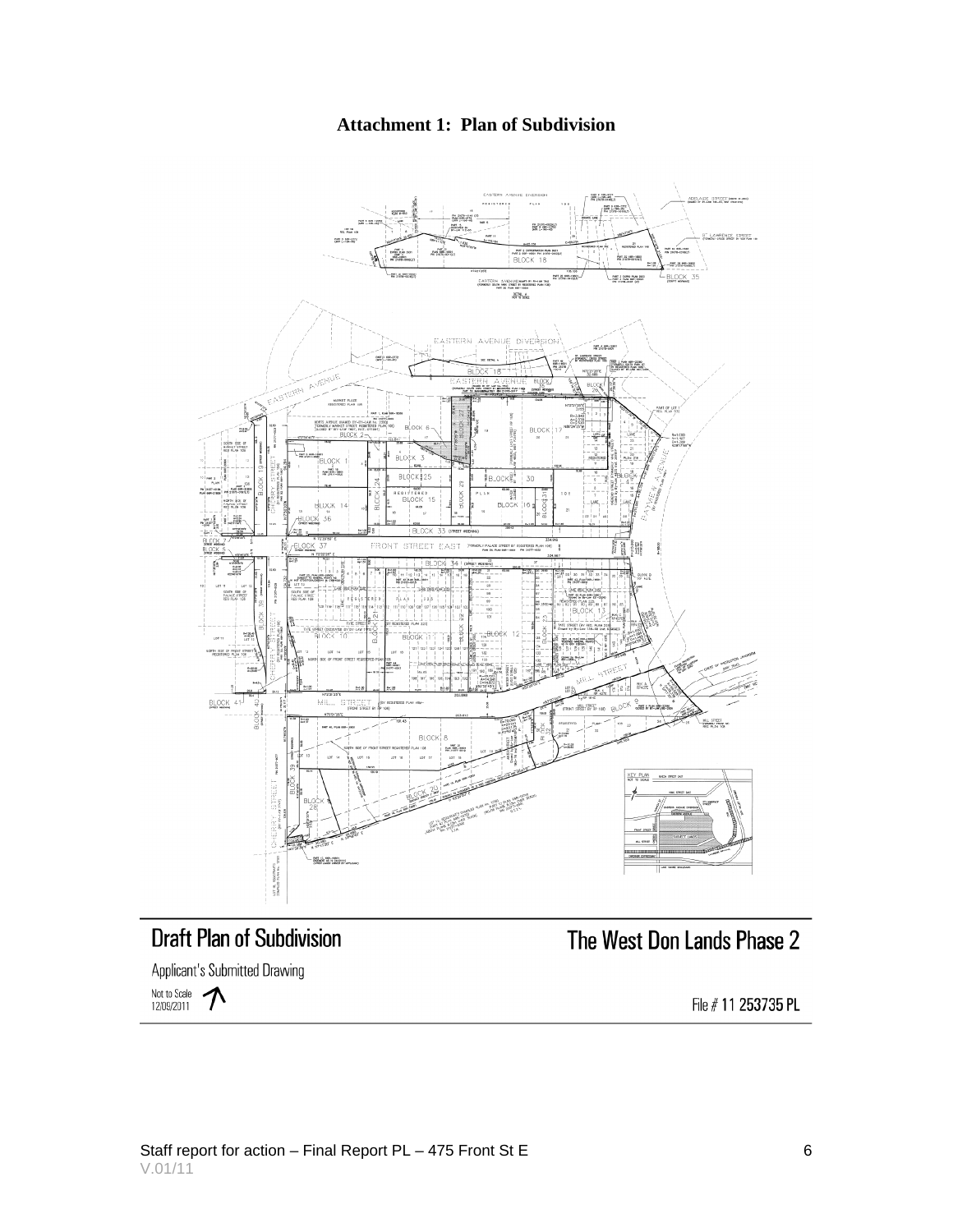**Attachment 1: Plan of Subdivision**

# Draft Plan of Subdivision

# The West Don Lands Phase 2

Applicant's Submitted Drawing

Not to Scale
12/09/2011

File # 11 253735 PL